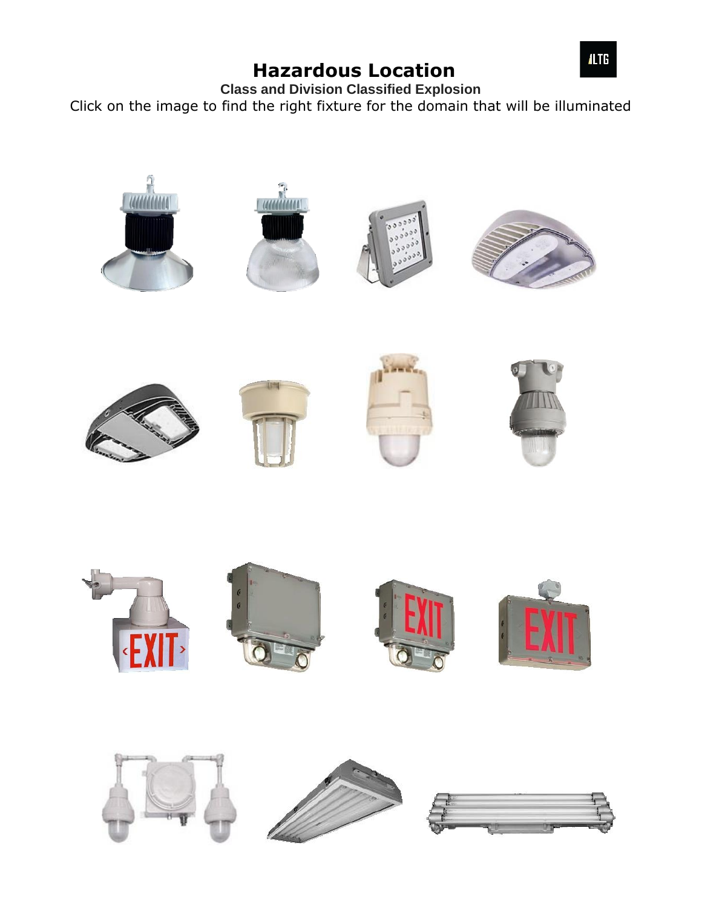# Hazardous Location

**Class and Division Classified Explosion**

Click on the image to find the right fixture for the domain that will be illuminated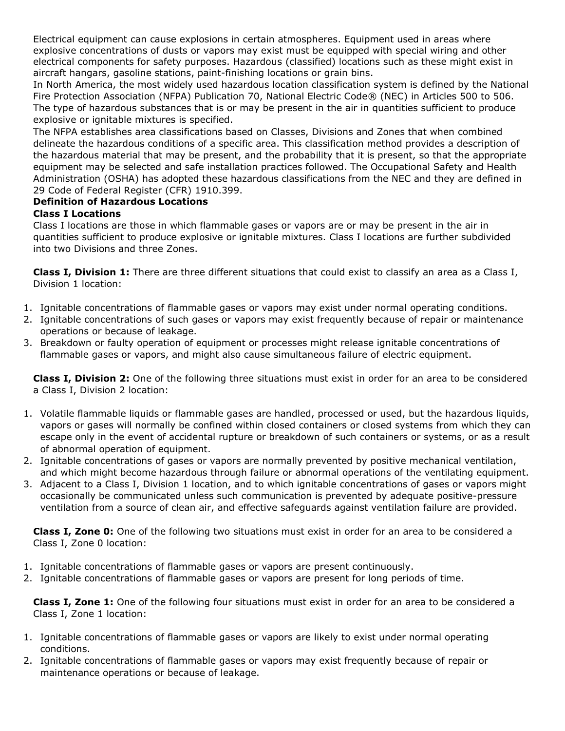Electrical equipment can cause explosions in certain atmospheres. Equipment used in areas where explosive concentrations of dusts or vapors may exist must be equipped with special wiring and other electrical components for safety purposes. Hazardous (classified) locations such as these might exist in aircraft hangars, gasoline stations, paint-finishing locations or grain bins.

In North America, the most widely used hazardous location classification system is defined by the National Fire Protection Association (NFPA) Publication 70, National Electric Code® (NEC) in Articles 500 to 506. The type of hazardous substances that is or may be present in the air in quantities sufficient to produce explosive or ignitable mixtures is specified.

The NFPA establishes area classifications based on Classes, Divisions and Zones that when combined delineate the hazardous conditions of a specific area. This classification method provides a description of the hazardous material that may be present, and the probability that it is present, so that the appropriate equipment may be selected and safe installation practices followed. The Occupational Safety and Health Administration (OSHA) has adopted these hazardous classifications from the NEC and they are defined in 29 Code of Federal Register (CFR) 1910.399.

**Definition of Hazardous Locations**

**Class I Locations**

Class I locations are those in which flammable gases or vapors are or may be present in the air in quantities sufficient to produce explosive or ignitable mixtures. Class I locations are further subdivided into two Divisions and three Zones.

**Class I, Division 1:** There are three different situations that could exist to classify an area as a Class I, Division 1 location:

1. Ignitable concentrations of flammable gases or vapors may exist under normal operating conditions.
2. Ignitable concentrations of such gases or vapors may exist frequently because of repair or maintenance operations or because of leakage.
3. Breakdown or faulty operation of equipment or processes might release ignitable concentrations of flammable gases or vapors, and might also cause simultaneous failure of electric equipment.

**Class I, Division 2:** One of the following three situations must exist in order for an area to be considered a Class I, Division 2 location:

1. Volatile flammable liquids or flammable gases are handled, processed or used, but the hazardous liquids, vapors or gases will normally be confined within closed containers or closed systems from which they can escape only in the event of accidental rupture or breakdown of such containers or systems, or as a result of abnormal operation of equipment.
2. Ignitable concentrations of gases or vapors are normally prevented by positive mechanical ventilation, and which might become hazardous through failure or abnormal operations of the ventilating equipment.
3. Adjacent to a Class I, Division 1 location, and to which ignitable concentrations of gases or vapors might occasionally be communicated unless such communication is prevented by adequate positive-pressure ventilation from a source of clean air, and effective safeguards against ventilation failure are provided.

**Class I, Zone 0:** One of the following two situations must exist in order for an area to be considered a Class I, Zone 0 location:

1. Ignitable concentrations of flammable gases or vapors are present continuously.
2. Ignitable concentrations of flammable gases or vapors are present for long periods of time.

**Class I, Zone 1:** One of the following four situations must exist in order for an area to be considered a Class I, Zone 1 location:

1. Ignitable concentrations of flammable gases or vapors are likely to exist under normal operating conditions.
2. Ignitable concentrations of flammable gases or vapors may exist frequently because of repair or maintenance operations or because of leakage.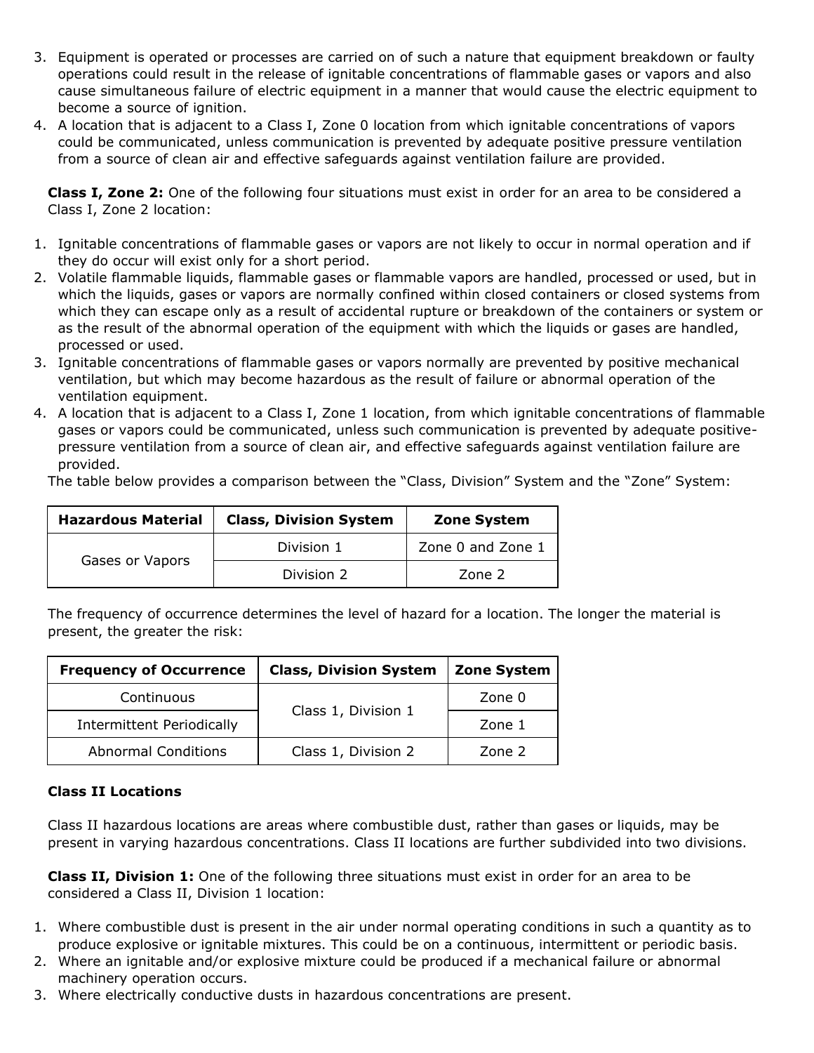3. Equipment is operated or processes are carried on of such a nature that equipment breakdown or faulty operations could result in the release of ignitable concentrations of flammable gases or vapors and also cause simultaneous failure of electric equipment in a manner that would cause the electric equipment to become a source of ignition.
4. A location that is adjacent to a Class I, Zone 0 location from which ignitable concentrations of vapors could be communicated, unless communication is prevented by adequate positive pressure ventilation from a source of clean air and effective safeguards against ventilation failure are provided.

**Class I, Zone 2:** One of the following four situations must exist in order for an area to be considered a Class I, Zone 2 location:

1. Ignitable concentrations of flammable gases or vapors are not likely to occur in normal operation and if they do occur will exist only for a short period.
2. Volatile flammable liquids, flammable gases or flammable vapors are handled, processed or used, but in which the liquids, gases or vapors are normally confined within closed containers or closed systems from which they can escape only as a result of accidental rupture or breakdown of the containers or system or as the result of the abnormal operation of the equipment with which the liquids or gases are handled, processed or used.
3. Ignitable concentrations of flammable gases or vapors normally are prevented by positive mechanical ventilation, but which may become hazardous as the result of failure or abnormal operation of the ventilation equipment.
4. A location that is adjacent to a Class I, Zone 1 location, from which ignitable concentrations of flammable gases or vapors could be communicated, unless such communication is prevented by adequate positive-pressure ventilation from a source of clean air, and effective safeguards against ventilation failure are provided.

The table below provides a comparison between the "Class, Division" System and the "Zone" System:

| Hazardous Material | Class, Division System | Zone System |
|---|---|---|
| Gases or Vapors | Division 1 | Zone 0 and Zone 1 |
| | Division 2 | Zone 2 |

The frequency of occurrence determines the level of hazard for a location. The longer the material is present, the greater the risk:

| Frequency of Occurrence | Class, Division System | Zone System |
|---|---|---|
| Continuous | Class 1, Division 1 | Zone 0 |
| Intermittent Periodically | | Zone 1 |
| Abnormal Conditions | Class 1, Division 2 | Zone 2 |

### Class II Locations

Class II hazardous locations are areas where combustible dust, rather than gases or liquids, may be present in varying hazardous concentrations. Class II locations are further subdivided into two divisions.

**Class II, Division 1:** One of the following three situations must exist in order for an area to be considered a Class II, Division 1 location:

1. Where combustible dust is present in the air under normal operating conditions in such a quantity as to produce explosive or ignitable mixtures. This could be on a continuous, intermittent or periodic basis.
2. Where an ignitable and/or explosive mixture could be produced if a mechanical failure or abnormal machinery operation occurs.
3. Where electrically conductive dusts in hazardous concentrations are present.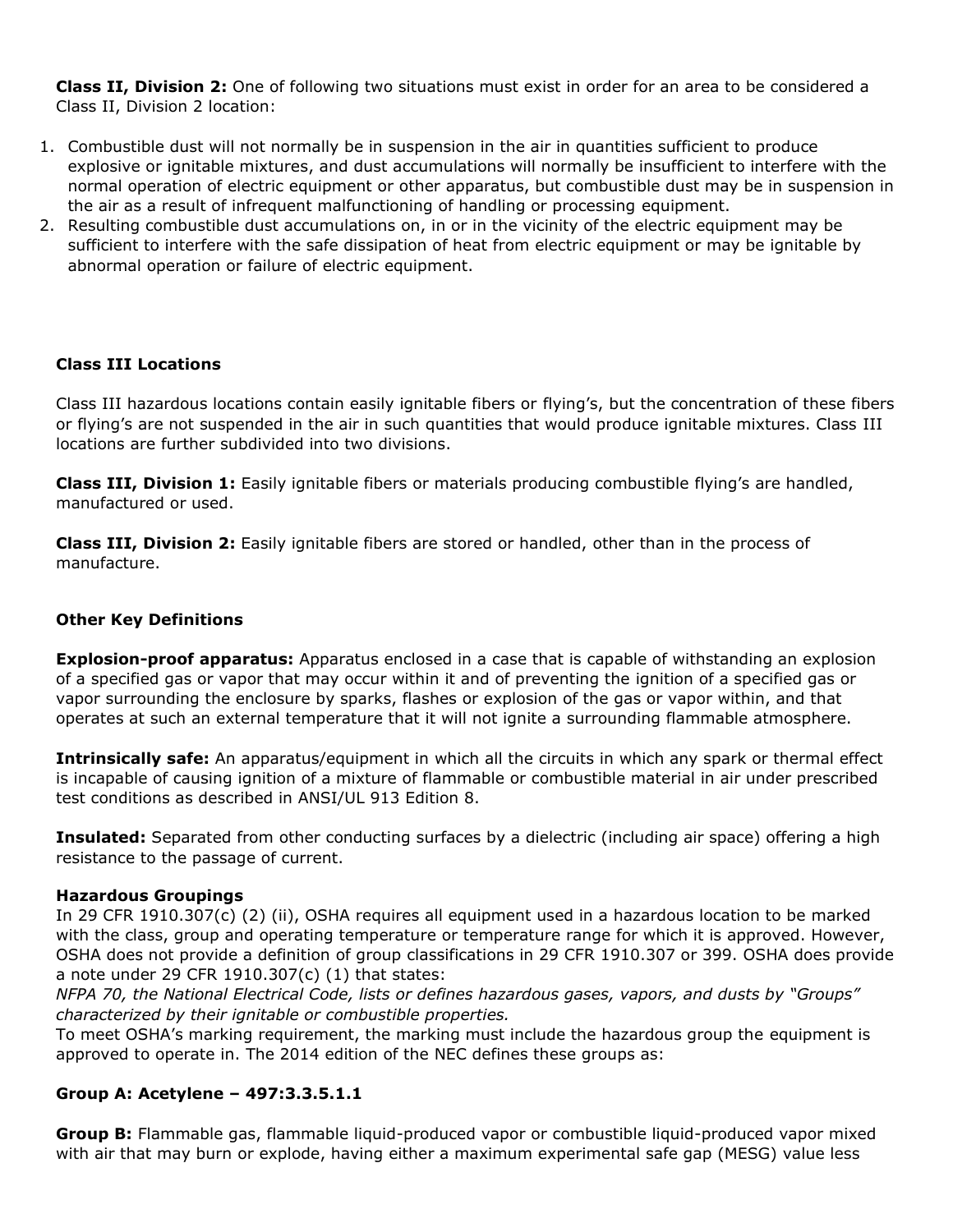**Class II, Division 2:** One of following two situations must exist in order for an area to be considered a Class II, Division 2 location:

1. Combustible dust will not normally be in suspension in the air in quantities sufficient to produce explosive or ignitable mixtures, and dust accumulations will normally be insufficient to interfere with the normal operation of electric equipment or other apparatus, but combustible dust may be in suspension in the air as a result of infrequent malfunctioning of handling or processing equipment.
2. Resulting combustible dust accumulations on, in or in the vicinity of the electric equipment may be sufficient to interfere with the safe dissipation of heat from electric equipment or may be ignitable by abnormal operation or failure of electric equipment.

### Class III Locations

Class III hazardous locations contain easily ignitable fibers or flying's, but the concentration of these fibers or flying's are not suspended in the air in such quantities that would produce ignitable mixtures. Class III locations are further subdivided into two divisions.

**Class III, Division 1:** Easily ignitable fibers or materials producing combustible flying's are handled, manufactured or used.

**Class III, Division 2:** Easily ignitable fibers are stored or handled, other than in the process of manufacture.

### Other Key Definitions

**Explosion-proof apparatus:** Apparatus enclosed in a case that is capable of withstanding an explosion of a specified gas or vapor that may occur within it and of preventing the ignition of a specified gas or vapor surrounding the enclosure by sparks, flashes or explosion of the gas or vapor within, and that operates at such an external temperature that it will not ignite a surrounding flammable atmosphere.

**Intrinsically safe:** An apparatus/equipment in which all the circuits in which any spark or thermal effect is incapable of causing ignition of a mixture of flammable or combustible material in air under prescribed test conditions as described in ANSI/UL 913 Edition 8.

**Insulated:** Separated from other conducting surfaces by a dielectric (including air space) offering a high resistance to the passage of current.

### Hazardous Groupings

In 29 CFR 1910.307(c) (2) (ii), OSHA requires all equipment used in a hazardous location to be marked with the class, group and operating temperature or temperature range for which it is approved. However, OSHA does not provide a definition of group classifications in 29 CFR 1910.307 or 399. OSHA does provide a note under 29 CFR 1910.307(c) (1) that states:

*NFPA 70, the National Electrical Code, lists or defines hazardous gases, vapors, and dusts by "Groups" characterized by their ignitable or combustible properties.*

To meet OSHA's marking requirement, the marking must include the hazardous group the equipment is approved to operate in. The 2014 edition of the NEC defines these groups as:

**Group A: Acetylene – 497:3.3.5.1.1**

**Group B:** Flammable gas, flammable liquid-produced vapor or combustible liquid-produced vapor mixed with air that may burn or explode, having either a maximum experimental safe gap (MESG) value less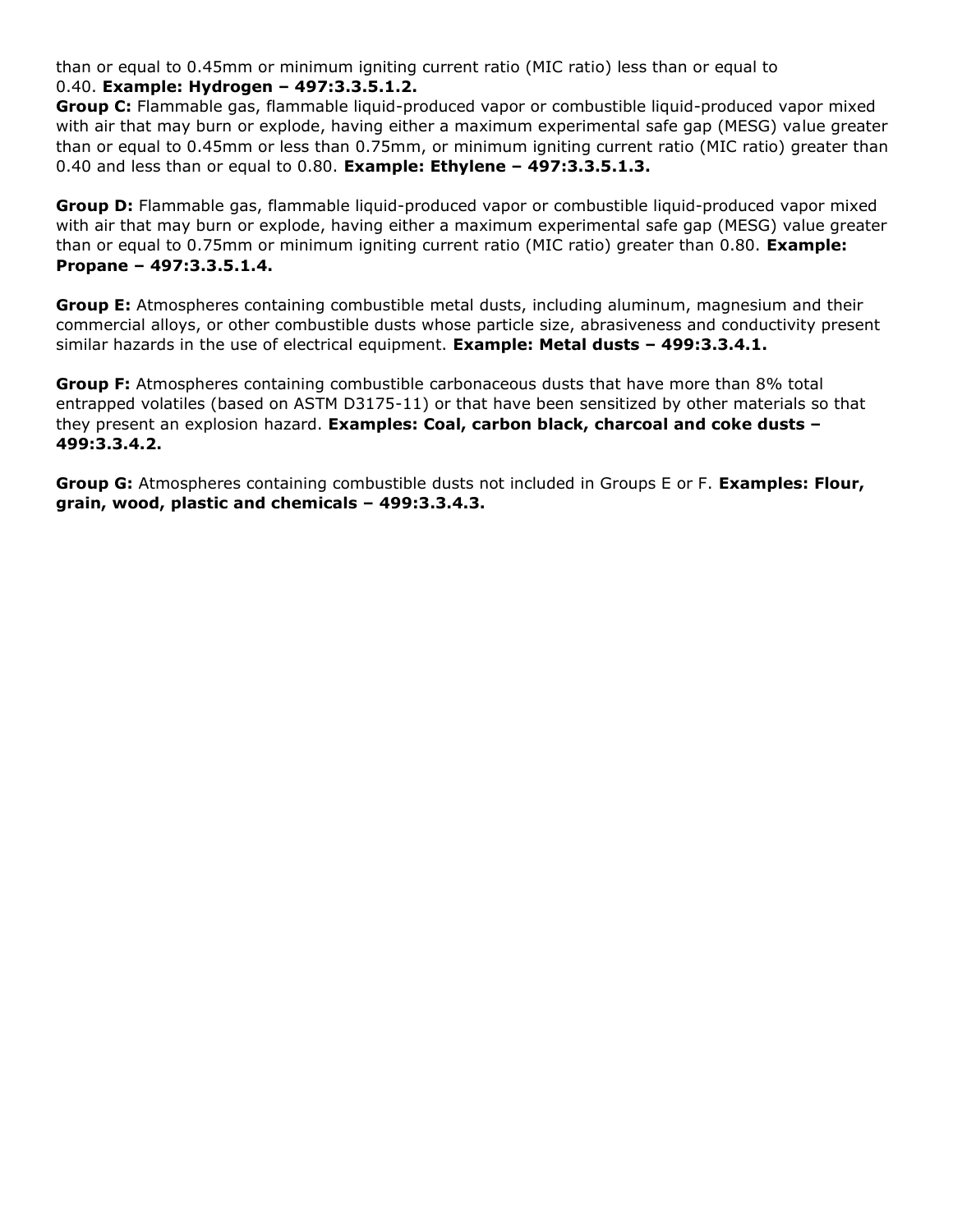than or equal to 0.45mm or minimum igniting current ratio (MIC ratio) less than or equal to 0.40. **Example: Hydrogen – 497:3.3.5.1.2.**

**Group C:** Flammable gas, flammable liquid-produced vapor or combustible liquid-produced vapor mixed with air that may burn or explode, having either a maximum experimental safe gap (MESG) value greater than or equal to 0.45mm or less than 0.75mm, or minimum igniting current ratio (MIC ratio) greater than 0.40 and less than or equal to 0.80. **Example: Ethylene – 497:3.3.5.1.3.**

**Group D:** Flammable gas, flammable liquid-produced vapor or combustible liquid-produced vapor mixed with air that may burn or explode, having either a maximum experimental safe gap (MESG) value greater than or equal to 0.75mm or minimum igniting current ratio (MIC ratio) greater than 0.80. **Example: Propane – 497:3.3.5.1.4.**

**Group E:** Atmospheres containing combustible metal dusts, including aluminum, magnesium and their commercial alloys, or other combustible dusts whose particle size, abrasiveness and conductivity present similar hazards in the use of electrical equipment. **Example: Metal dusts – 499:3.3.4.1.**

**Group F:** Atmospheres containing combustible carbonaceous dusts that have more than 8% total entrapped volatiles (based on ASTM D3175-11) or that have been sensitized by other materials so that they present an explosion hazard. **Examples: Coal, carbon black, charcoal and coke dusts – 499:3.3.4.2.**

**Group G:** Atmospheres containing combustible dusts not included in Groups E or F. **Examples: Flour, grain, wood, plastic and chemicals – 499:3.3.4.3.**